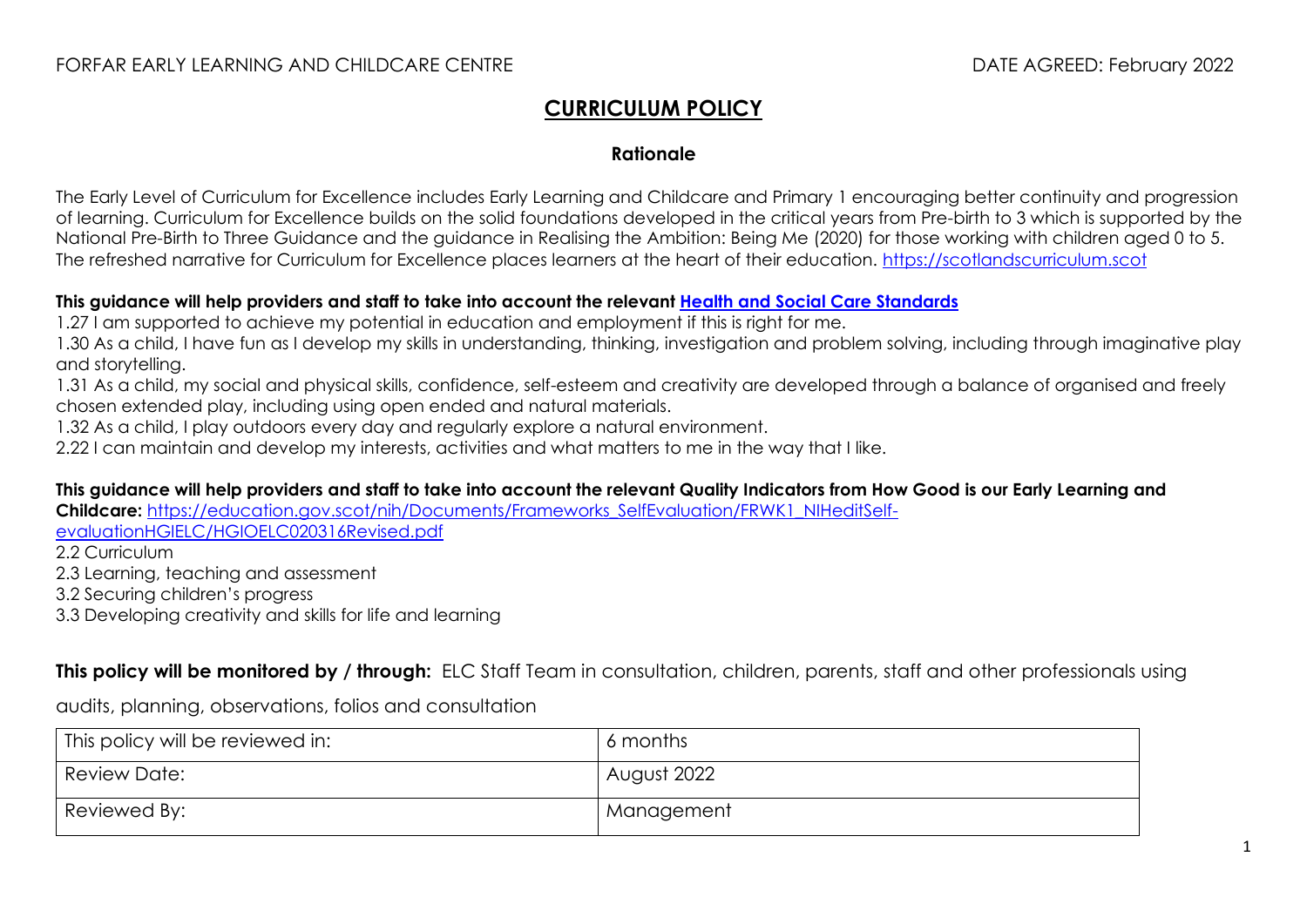FORFAR EARLY LEARNING AND CHILDCARE CENTRE DATE AGREED: February 2022

# CURRICULUM POLICY

## Rationale

The Early Level of Curriculum for Excellence includes Early Learning and Childcare and Primary 1 encouraging better continuity and progression of learning. Curriculum for Excellence builds on the solid foundations developed in the critical years from Pre-birth to 3 which is supported by the National Pre-Birth to Three Guidance and the guidance in Realising the Ambition: Being Me (2020) for those working with children aged 0 to 5. The refreshed narrative for Curriculum for Excellence places learners at the heart of their education. https://scotlandscurriculum.scot

**This guidance will help providers and staff to take into account the relevant Health and Social Care Standards**

1.27 I am supported to achieve my potential in education and employment if this is right for me.
1.30 As a child, I have fun as I develop my skills in understanding, thinking, investigation and problem solving, including through imaginative play and storytelling.
1.31 As a child, my social and physical skills, confidence, self-esteem and creativity are developed through a balance of organised and freely chosen extended play, including using open ended and natural materials.
1.32 As a child, I play outdoors every day and regularly explore a natural environment.
2.22 I can maintain and develop my interests, activities and what matters to me in the way that I like.

**This guidance will help providers and staff to take into account the relevant Quality Indicators from How Good is our Early Learning and Childcare:** https://education.gov.scot/nih/Documents/Frameworks_SelfEvaluation/FRWK1_NIHeditSelf-evaluationHGIELC/HGIOELC020316Revised.pdf

2.2 Curriculum
2.3 Learning, teaching and assessment
3.2 Securing children's progress
3.3 Developing creativity and skills for life and learning

**This policy will be monitored by / through:** ELC Staff Team in consultation, children, parents, staff and other professionals using audits, planning, observations, folios and consultation

| This policy will be reviewed in: | 6 months |
|---|---|
| Review Date: | August 2022 |
| Reviewed By: | Management |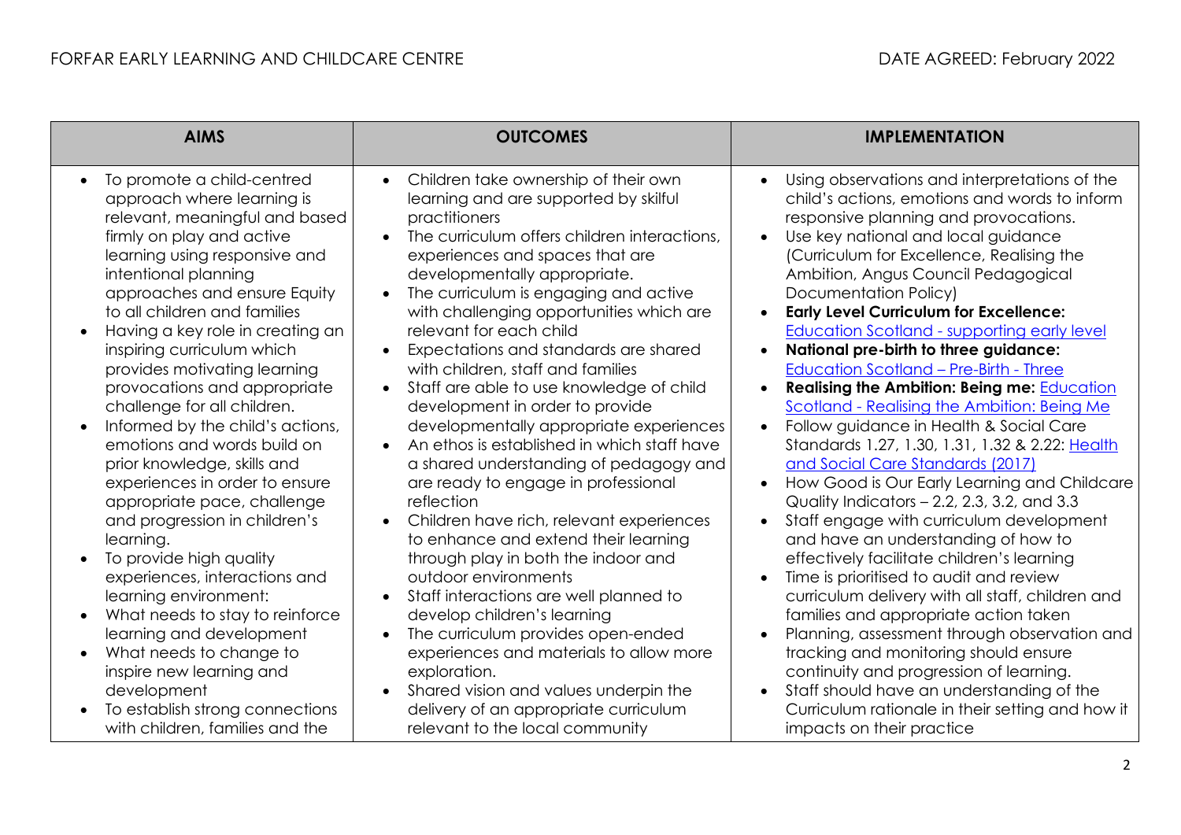| AIMS | OUTCOMES | IMPLEMENTATION |
|---|---|---|
| • To promote a child-centred approach where learning is relevant, meaningful and based firmly on play and active learning using responsive and intentional planning approaches and ensure Equity to all children and families<br>• Having a key role in creating an inspiring curriculum which provides motivating learning provocations and appropriate challenge for all children.<br>• Informed by the child's actions, emotions and words build on prior knowledge, skills and experiences in order to ensure appropriate pace, challenge and progression in children's learning.<br>• To provide high quality experiences, interactions and learning environment:<br>• What needs to stay to reinforce learning and development<br>• What needs to change to inspire new learning and development<br>• To establish strong connections with children, families and the | • Children take ownership of their own learning and are supported by skilful practitioners<br>• The curriculum offers children interactions, experiences and spaces that are developmentally appropriate.<br>• The curriculum is engaging and active with challenging opportunities which are relevant for each child<br>• Expectations and standards are shared with children, staff and families<br>• Staff are able to use knowledge of child development in order to provide developmentally appropriate experiences<br>• An ethos is established in which staff have a shared understanding of pedagogy and are ready to engage in professional reflection<br>• Children have rich, relevant experiences to enhance and extend their learning through play in both the indoor and outdoor environments<br>• Staff interactions are well planned to develop children's learning<br>• The curriculum provides open-ended experiences and materials to allow more exploration.<br>• Shared vision and values underpin the delivery of an appropriate curriculum relevant to the local community | • Using observations and interpretations of the child's actions, emotions and words to inform responsive planning and provocations.<br>• Use key national and local guidance (Curriculum for Excellence, Realising the Ambition, Angus Council Pedagogical Documentation Policy)<br>• **Early Level Curriculum for Excellence:** Education Scotland - supporting early level<br>• **National pre-birth to three guidance:** Education Scotland – Pre-Birth - Three<br>• **Realising the Ambition: Being me:** Education Scotland - Realising the Ambition: Being Me<br>• Follow guidance in Health & Social Care Standards 1.27, 1.30, 1.31, 1.32 & 2.22: Health and Social Care Standards (2017)<br>• How Good is Our Early Learning and Childcare Quality Indicators – 2.2, 2.3, 3.2, and 3.3<br>• Staff engage with curriculum development and have an understanding of how to effectively facilitate children's learning<br>• Time is prioritised to audit and review curriculum delivery with all staff, children and families and appropriate action taken<br>• Planning, assessment through observation and tracking and monitoring should ensure continuity and progression of learning.<br>• Staff should have an understanding of the Curriculum rationale in their setting and how it impacts on their practice |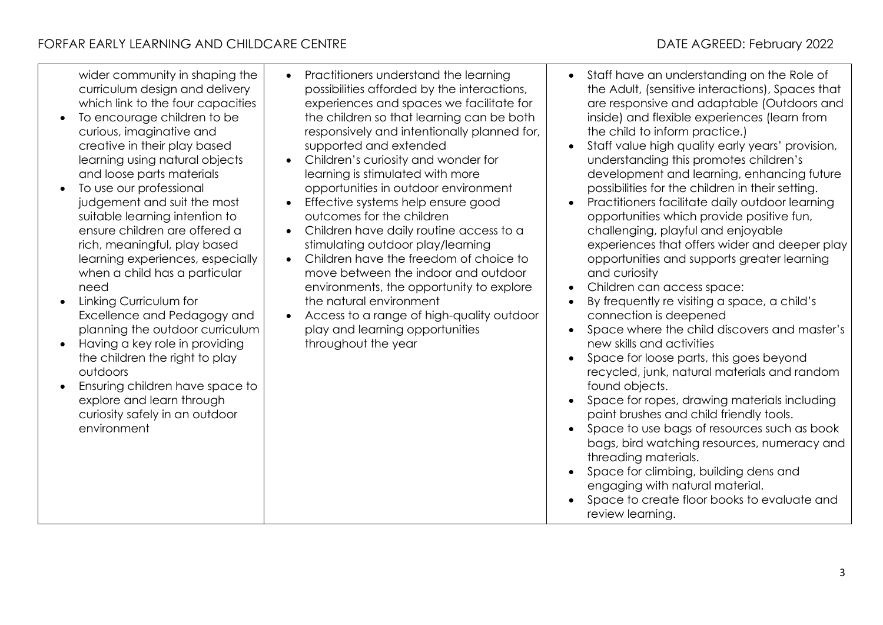| | | |
|---|---|---|
| wider community in shaping the curriculum design and delivery which link to the four capacities<br>• To encourage children to be curious, imaginative and creative in their play based learning using natural objects and loose parts materials<br>• To use our professional judgement and suit the most suitable learning intention to ensure children are offered a rich, meaningful, play based learning experiences, especially when a child has a particular need<br>• Linking Curriculum for Excellence and Pedagogy and planning the outdoor curriculum<br>• Having a key role in providing the children the right to play outdoors<br>• Ensuring children have space to explore and learn through curiosity safely in an outdoor environment | • Practitioners understand the learning possibilities afforded by the interactions, experiences and spaces we facilitate for the children so that learning can be both responsively and intentionally planned for, supported and extended<br>• Children's curiosity and wonder for learning is stimulated with more opportunities in outdoor environment<br>• Effective systems help ensure good outcomes for the children<br>• Children have daily routine access to a stimulating outdoor play/learning<br>• Children have the freedom of choice to move between the indoor and outdoor environments, the opportunity to explore the natural environment<br>• Access to a range of high-quality outdoor play and learning opportunities throughout the year | • Staff have an understanding on the Role of the Adult, (sensitive interactions), Spaces that are responsive and adaptable (Outdoors and inside) and flexible experiences (learn from the child to inform practice.)<br>• Staff value high quality early years' provision, understanding this promotes children's development and learning, enhancing future possibilities for the children in their setting.<br>• Practitioners facilitate daily outdoor learning opportunities which provide positive fun, challenging, playful and enjoyable experiences that offers wider and deeper play opportunities and supports greater learning and curiosity<br>• Children can access space:<br>• By frequently re visiting a space, a child's connection is deepened<br>• Space where the child discovers and master's new skills and activities<br>• Space for loose parts, this goes beyond recycled, junk, natural materials and random found objects.<br>• Space for ropes, drawing materials including paint brushes and child friendly tools.<br>• Space to use bags of resources such as book bags, bird watching resources, numeracy and threading materials.<br>• Space for climbing, building dens and engaging with natural material.<br>• Space to create floor books to evaluate and review learning. |